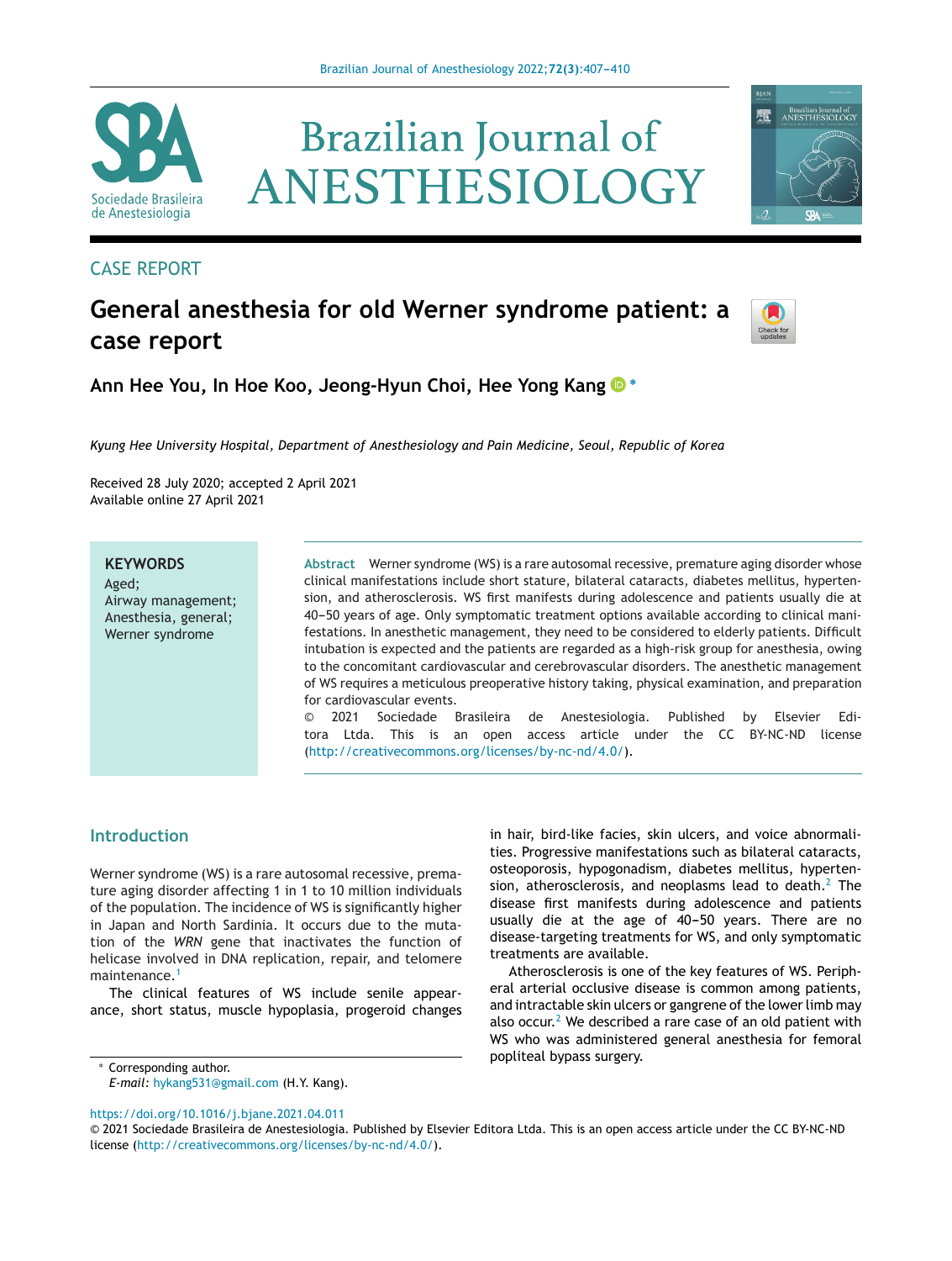CASE REPORT

# General anesthesia for old Werner syndrome patient: a case report

**Ann Hee You, In Hoe Koo, Jeong-Hyun Choi, Hee Yong Kang***

*Kyung Hee University Hospital, Department of Anesthesiology and Pain Medicine, Seoul, Republic of Korea*

Received 28 July 2020; accepted 2 April 2021
Available online 27 April 2021

**KEYWORDS**
Aged;
Airway management;
Anesthesia, general;
Werner syndrome

**Abstract** Werner syndrome (WS) is a rare autosomal recessive, premature aging disorder whose clinical manifestations include short stature, bilateral cataracts, diabetes mellitus, hypertension, and atherosclerosis. WS first manifests during adolescence and patients usually die at 40–50 years of age. Only symptomatic treatment options available according to clinical manifestations. In anesthetic management, they need to be considered to elderly patients. Difficult intubation is expected and the patients are regarded as a high-risk group for anesthesia, owing to the concomitant cardiovascular and cerebrovascular disorders. The anesthetic management of WS requires a meticulous preoperative history taking, physical examination, and preparation for cardiovascular events.
© 2021 Sociedade Brasileira de Anestesiologia. Published by Elsevier Editora Ltda. This is an open access article under the CC BY-NC-ND license (http://creativecommons.org/licenses/by-nc-nd/4.0/).

## Introduction

Werner syndrome (WS) is a rare autosomal recessive, premature aging disorder affecting 1 in 1 to 10 million individuals of the population. The incidence of WS is significantly higher in Japan and North Sardinia. It occurs due to the mutation of the *WRN* gene that inactivates the function of helicase involved in DNA replication, repair, and telomere maintenance.[1]

The clinical features of WS include senile appearance, short status, muscle hypoplasia, progeroid changes in hair, bird-like facies, skin ulcers, and voice abnormalities. Progressive manifestations such as bilateral cataracts, osteoporosis, hypogonadism, diabetes mellitus, hypertension, atherosclerosis, and neoplasms lead to death.[2] The disease first manifests during adolescence and patients usually die at the age of 40–50 years. There are no disease-targeting treatments for WS, and only symptomatic treatments are available.

Atherosclerosis is one of the key features of WS. Peripheral arterial occlusive disease is common among patients, and intractable skin ulcers or gangrene of the lower limb may also occur.[2] We described a rare case of an old patient with WS who was administered general anesthesia for femoral popliteal bypass surgery.

* Corresponding author.
*E-mail:* hykang531@gmail.com (H.Y. Kang).

https://doi.org/10.1016/j.bjane.2021.04.011
© 2021 Sociedade Brasileira de Anestesiologia. Published by Elsevier Editora Ltda. This is an open access article under the CC BY-NC-ND license (http://creativecommons.org/licenses/by-nc-nd/4.0/).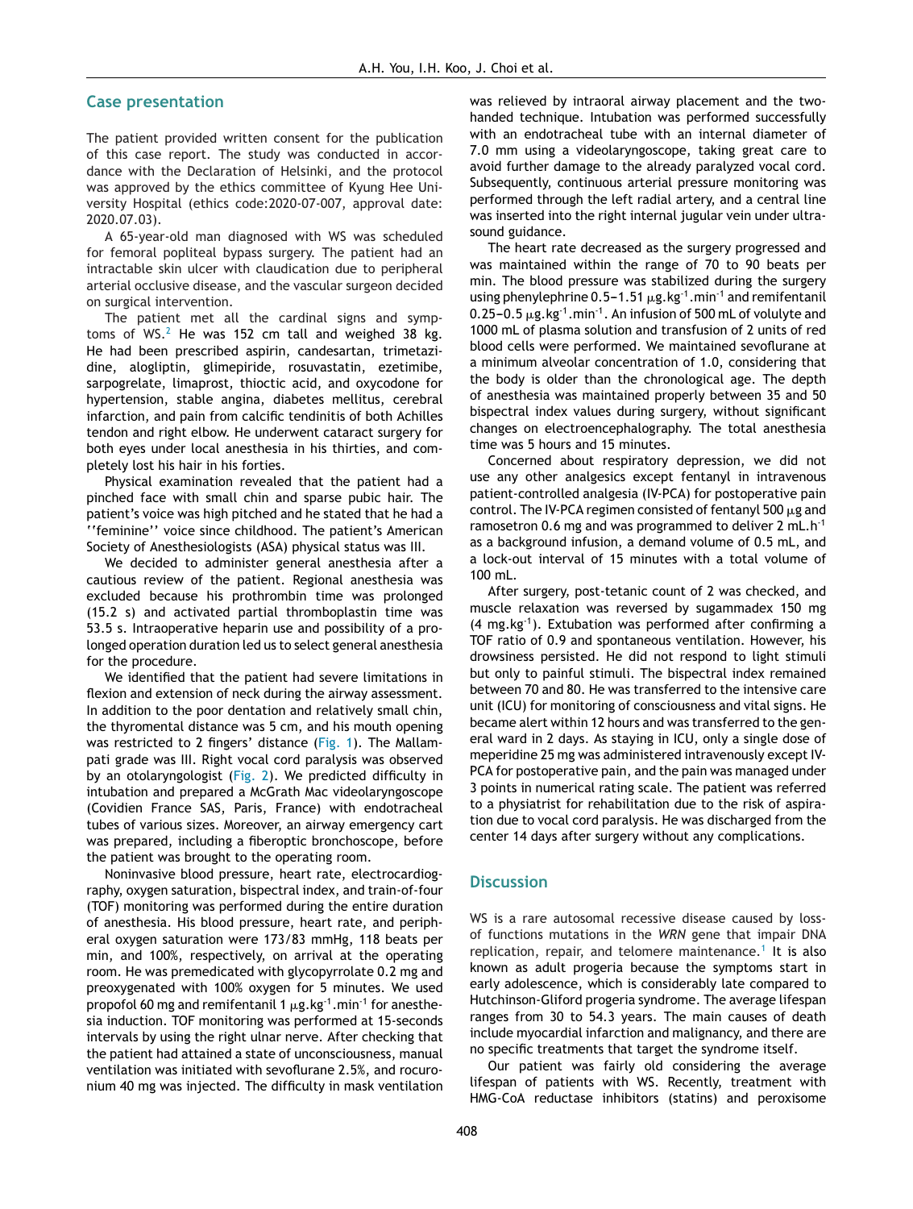## Case presentation

The patient provided written consent for the publication of this case report. The study was conducted in accordance with the Declaration of Helsinki, and the protocol was approved by the ethics committee of Kyung Hee University Hospital (ethics code:2020-07-007, approval date: 2020.07.03).

A 65-year-old man diagnosed with WS was scheduled for femoral popliteal bypass surgery. The patient had an intractable skin ulcer with claudication due to peripheral arterial occlusive disease, and the vascular surgeon decided on surgical intervention.

The patient met all the cardinal signs and symptoms of WS.[2] He was 152 cm tall and weighed 38 kg. He had been prescribed aspirin, candesartan, trimetazidine, alogliptin, glimepiride, rosuvastatin, ezetimibe, sarpogrelate, limaprost, thioctic acid, and oxycodone for hypertension, stable angina, diabetes mellitus, cerebral infarction, and pain from calcific tendinitis of both Achilles tendon and right elbow. He underwent cataract surgery for both eyes under local anesthesia in his thirties, and completely lost his hair in his forties.

Physical examination revealed that the patient had a pinched face with small chin and sparse pubic hair. The patient's voice was high pitched and he stated that he had a ''feminine'' voice since childhood. The patient's American Society of Anesthesiologists (ASA) physical status was III.

We decided to administer general anesthesia after a cautious review of the patient. Regional anesthesia was excluded because his prothrombin time was prolonged (15.2 s) and activated partial thromboplastin time was 53.5 s. Intraoperative heparin use and possibility of a prolonged operation duration led us to select general anesthesia for the procedure.

We identified that the patient had severe limitations in flexion and extension of neck during the airway assessment. In addition to the poor dentation and relatively small chin, the thyromental distance was 5 cm, and his mouth opening was restricted to 2 fingers' distance (Fig. 1). The Mallampati grade was III. Right vocal cord paralysis was observed by an otolaryngologist (Fig. 2). We predicted difficulty in intubation and prepared a McGrath Mac videolaryngoscope (Covidien France SAS, Paris, France) with endotracheal tubes of various sizes. Moreover, an airway emergency cart was prepared, including a fiberoptic bronchoscope, before the patient was brought to the operating room.

Noninvasive blood pressure, heart rate, electrocardiography, oxygen saturation, bispectral index, and train-of-four (TOF) monitoring was performed during the entire duration of anesthesia. His blood pressure, heart rate, and peripheral oxygen saturation were 173/83 mmHg, 118 beats per min, and 100%, respectively, on arrival at the operating room. He was premedicated with glycopyrrolate 0.2 mg and preoxygenated with 100% oxygen for 5 minutes. We used propofol 60 mg and remifentanil 1 $\mu g.kg^{-1}.min^{-1}$ for anesthesia induction. TOF monitoring was performed at 15-seconds intervals by using the right ulnar nerve. After checking that the patient had attained a state of unconsciousness, manual ventilation was initiated with sevoflurane 2.5%, and rocuronium 40 mg was injected. The difficulty in mask ventilation was relieved by intraoral airway placement and the two-handed technique. Intubation was performed successfully with an endotracheal tube with an internal diameter of 7.0 mm using a videolaryngoscope, taking great care to avoid further damage to the already paralyzed vocal cord. Subsequently, continuous arterial pressure monitoring was performed through the left radial artery, and a central line was inserted into the right internal jugular vein under ultrasound guidance.

The heart rate decreased as the surgery progressed and was maintained within the range of 70 to 90 beats per min. The blood pressure was stabilized during the surgery using phenylephrine 0.5–1.51 $\mu g.kg^{-1}.min^{-1}$ and remifentanil 0.25–0.5 $\mu g.kg^{-1}.min^{-1}$. An infusion of 500 mL of volulyte and 1000 mL of plasma solution and transfusion of 2 units of red blood cells were performed. We maintained sevoflurane at a minimum alveolar concentration of 1.0, considering that the body is older than the chronological age. The depth of anesthesia was maintained properly between 35 and 50 bispectral index values during surgery, without significant changes on electroencephalography. The total anesthesia time was 5 hours and 15 minutes.

Concerned about respiratory depression, we did not use any other analgesics except fentanyl in intravenous patient-controlled analgesia (IV-PCA) for postoperative pain control. The IV-PCA regimen consisted of fentanyl 500 $\mu g$ and ramosetron 0.6 mg and was programmed to deliver 2 $mL.h^{-1}$ as a background infusion, a demand volume of 0.5 mL, and a lock-out interval of 15 minutes with a total volume of 100 mL.

After surgery, post-tetanic count of 2 was checked, and muscle relaxation was reversed by sugammadex 150 mg (4 $mg.kg^{-1}$). Extubation was performed after confirming a TOF ratio of 0.9 and spontaneous ventilation. However, his drowsiness persisted. He did not respond to light stimuli but only to painful stimuli. The bispectral index remained between 70 and 80. He was transferred to the intensive care unit (ICU) for monitoring of consciousness and vital signs. He became alert within 12 hours and was transferred to the general ward in 2 days. As staying in ICU, only a single dose of meperidine 25 mg was administered intravenously except IV-PCA for postoperative pain, and the pain was managed under 3 points in numerical rating scale. The patient was referred to a physiatrist for rehabilitation due to the risk of aspiration due to vocal cord paralysis. He was discharged from the center 14 days after surgery without any complications.

## Discussion

WS is a rare autosomal recessive disease caused by loss-of functions mutations in the *WRN* gene that impair DNA replication, repair, and telomere maintenance.[1] It is also known as adult progeria because the symptoms start in early adolescence, which is considerably late compared to Hutchinson-Gliford progeria syndrome. The average lifespan ranges from 30 to 54.3 years. The main causes of death include myocardial infarction and malignancy, and there are no specific treatments that target the syndrome itself.

Our patient was fairly old considering the average lifespan of patients with WS. Recently, treatment with HMG-CoA reductase inhibitors (statins) and peroxisome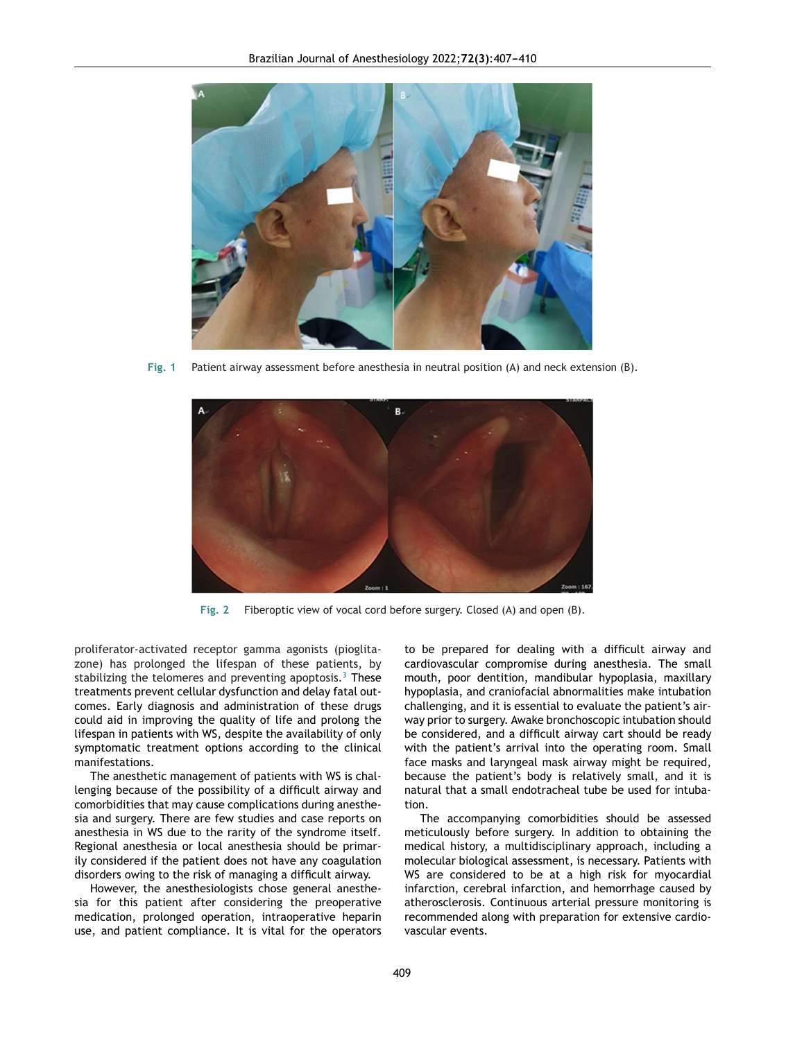Fig. 1 Patient airway assessment before anesthesia in neutral position (A) and neck extension (B).

Fig. 2 Fiberoptic view of vocal cord before surgery. Closed (A) and open (B).

proliferator-activated receptor gamma agonists (pioglitazone) has prolonged the lifespan of these patients, by stabilizing the telomeres and preventing apoptosis.[3] These treatments prevent cellular dysfunction and delay fatal outcomes. Early diagnosis and administration of these drugs could aid in improving the quality of life and prolong the lifespan in patients with WS, despite the availability of only symptomatic treatment options according to the clinical manifestations.

The anesthetic management of patients with WS is challenging because of the possibility of a difficult airway and comorbidities that may cause complications during anesthesia and surgery. There are few studies and case reports on anesthesia in WS due to the rarity of the syndrome itself. Regional anesthesia or local anesthesia should be primarily considered if the patient does not have any coagulation disorders owing to the risk of managing a difficult airway.

However, the anesthesiologists chose general anesthesia for this patient after considering the preoperative medication, prolonged operation, intraoperative heparin use, and patient compliance. It is vital for the operators to be prepared for dealing with a difficult airway and cardiovascular compromise during anesthesia. The small mouth, poor dentition, mandibular hypoplasia, maxillary hypoplasia, and craniofacial abnormalities make intubation challenging, and it is essential to evaluate the patient's airway prior to surgery. Awake bronchoscopic intubation should be considered, and a difficult airway cart should be ready with the patient's arrival into the operating room. Small face masks and laryngeal mask airway might be required, because the patient's body is relatively small, and it is natural that a small endotracheal tube be used for intubation.

The accompanying comorbidities should be assessed meticulously before surgery. In addition to obtaining the medical history, a multidisciplinary approach, including a molecular biological assessment, is necessary. Patients with WS are considered to be at a high risk for myocardial infarction, cerebral infarction, and hemorrhage caused by atherosclerosis. Continuous arterial pressure monitoring is recommended along with preparation for extensive cardiovascular events.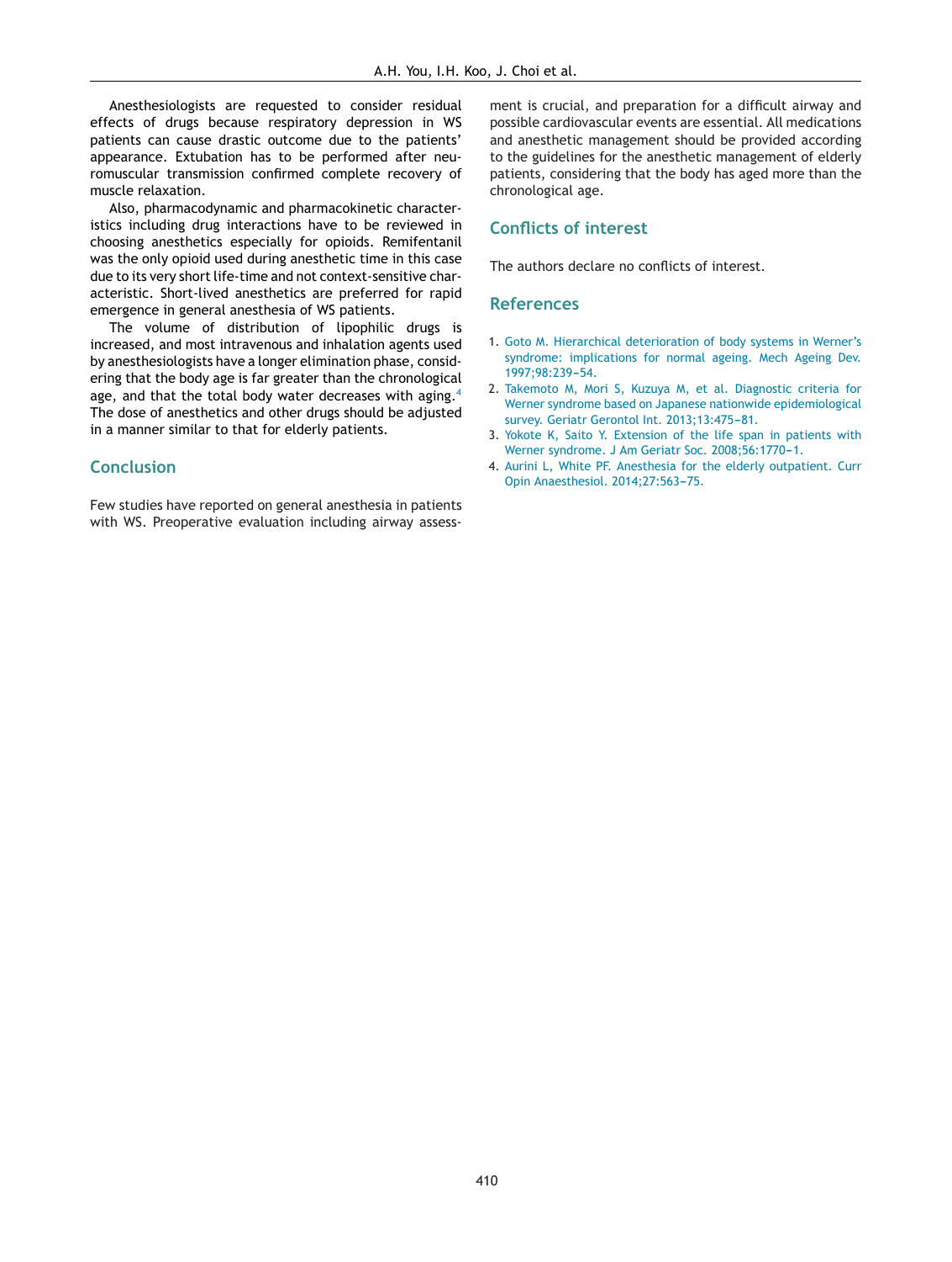Anesthesiologists are requested to consider residual effects of drugs because respiratory depression in WS patients can cause drastic outcome due to the patients' appearance. Extubation has to be performed after neuromuscular transmission confirmed complete recovery of muscle relaxation.

Also, pharmacodynamic and pharmacokinetic characteristics including drug interactions have to be reviewed in choosing anesthetics especially for opioids. Remifentanil was the only opioid used during anesthetic time in this case due to its very short life-time and not context-sensitive characteristic. Short-lived anesthetics are preferred for rapid emergence in general anesthesia of WS patients.

The volume of distribution of lipophilic drugs is increased, and most intravenous and inhalation agents used by anesthesiologists have a longer elimination phase, considering that the body age is far greater than the chronological age, and that the total body water decreases with aging.[4] The dose of anesthetics and other drugs should be adjusted in a manner similar to that for elderly patients.

## Conclusion

Few studies have reported on general anesthesia in patients with WS. Preoperative evaluation including airway assessment is crucial, and preparation for a difficult airway and possible cardiovascular events are essential. All medications and anesthetic management should be provided according to the guidelines for the anesthetic management of elderly patients, considering that the body has aged more than the chronological age.

## Conflicts of interest

The authors declare no conflicts of interest.

## References

1. Goto M. Hierarchical deterioration of body systems in Werner's syndrome: implications for normal ageing. Mech Ageing Dev. 1997;98:239–54.
2. Takemoto M, Mori S, Kuzuya M, et al. Diagnostic criteria for Werner syndrome based on Japanese nationwide epidemiological survey. Geriatr Gerontol Int. 2013;13:475–81.
3. Yokote K, Saito Y. Extension of the life span in patients with Werner syndrome. J Am Geriatr Soc. 2008;56:1770–1.
4. Aurini L, White PF. Anesthesia for the elderly outpatient. Curr Opin Anaesthesiol. 2014;27:563–75.